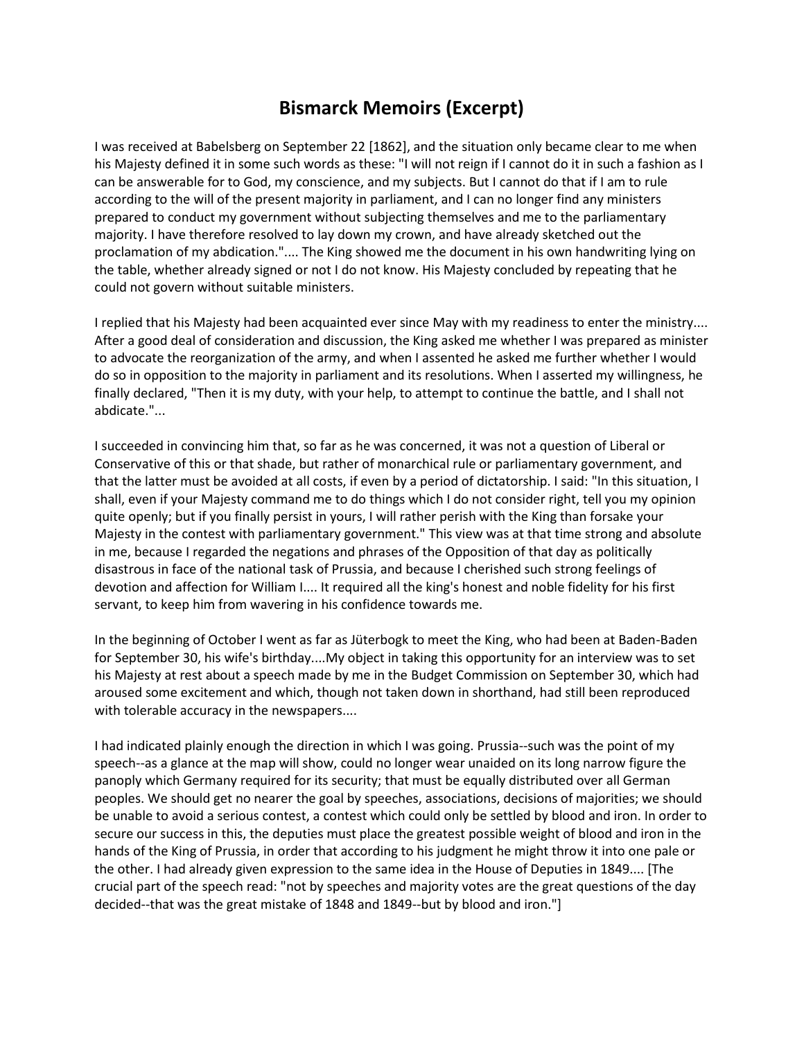# Bismarck Memoirs (Excerpt)

I was received at Babelsberg on September 22 [1862], and the situation only became clear to me when his Majesty defined it in some such words as these: "I will not reign if I cannot do it in such a fashion as I can be answerable for to God, my conscience, and my subjects. But I cannot do that if I am to rule according to the will of the present majority in parliament, and I can no longer find any ministers prepared to conduct my government without subjecting themselves and me to the parliamentary majority. I have therefore resolved to lay down my crown, and have already sketched out the proclamation of my abdication.".... The King showed me the document in his own handwriting lying on the table, whether already signed or not I do not know. His Majesty concluded by repeating that he could not govern without suitable ministers.

I replied that his Majesty had been acquainted ever since May with my readiness to enter the ministry.... After a good deal of consideration and discussion, the King asked me whether I was prepared as minister to advocate the reorganization of the army, and when I assented he asked me further whether I would do so in opposition to the majority in parliament and its resolutions. When I asserted my willingness, he finally declared, "Then it is my duty, with your help, to attempt to continue the battle, and I shall not abdicate."...

I succeeded in convincing him that, so far as he was concerned, it was not a question of Liberal or Conservative of this or that shade, but rather of monarchical rule or parliamentary government, and that the latter must be avoided at all costs, if even by a period of dictatorship. I said: "In this situation, I shall, even if your Majesty command me to do things which I do not consider right, tell you my opinion quite openly; but if you finally persist in yours, I will rather perish with the King than forsake your Majesty in the contest with parliamentary government." This view was at that time strong and absolute in me, because I regarded the negations and phrases of the Opposition of that day as politically disastrous in face of the national task of Prussia, and because I cherished such strong feelings of devotion and affection for William I.... It required all the king's honest and noble fidelity for his first servant, to keep him from wavering in his confidence towards me.

In the beginning of October I went as far as Jüterbogk to meet the King, who had been at Baden-Baden for September 30, his wife's birthday....My object in taking this opportunity for an interview was to set his Majesty at rest about a speech made by me in the Budget Commission on September 30, which had aroused some excitement and which, though not taken down in shorthand, had still been reproduced with tolerable accuracy in the newspapers....

I had indicated plainly enough the direction in which I was going. Prussia--such was the point of my speech--as a glance at the map will show, could no longer wear unaided on its long narrow figure the panoply which Germany required for its security; that must be equally distributed over all German peoples. We should get no nearer the goal by speeches, associations, decisions of majorities; we should be unable to avoid a serious contest, a contest which could only be settled by blood and iron. In order to secure our success in this, the deputies must place the greatest possible weight of blood and iron in the hands of the King of Prussia, in order that according to his judgment he might throw it into one pale or the other. I had already given expression to the same idea in the House of Deputies in 1849.... [The crucial part of the speech read: "not by speeches and majority votes are the great questions of the day decided--that was the great mistake of 1848 and 1849--but by blood and iron."]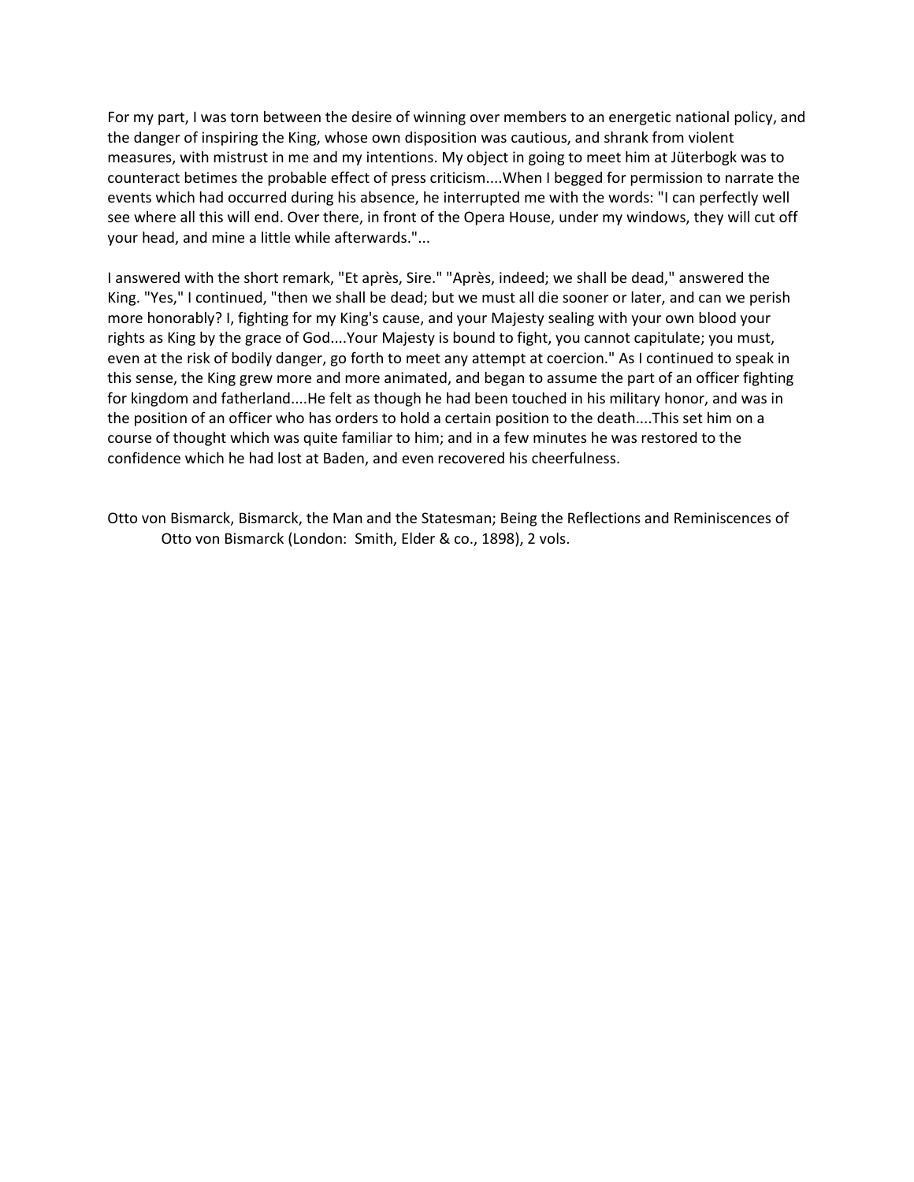For my part, I was torn between the desire of winning over members to an energetic national policy, and the danger of inspiring the King, whose own disposition was cautious, and shrank from violent measures, with mistrust in me and my intentions. My object in going to meet him at Jüterbogk was to counteract betimes the probable effect of press criticism....When I begged for permission to narrate the events which had occurred during his absence, he interrupted me with the words: "I can perfectly well see where all this will end. Over there, in front of the Opera House, under my windows, they will cut off your head, and mine a little while afterwards."...

I answered with the short remark, "Et après, Sire." "Après, indeed; we shall be dead," answered the King. "Yes," I continued, "then we shall be dead; but we must all die sooner or later, and can we perish more honorably? I, fighting for my King's cause, and your Majesty sealing with your own blood your rights as King by the grace of God....Your Majesty is bound to fight, you cannot capitulate; you must, even at the risk of bodily danger, go forth to meet any attempt at coercion." As I continued to speak in this sense, the King grew more and more animated, and began to assume the part of an officer fighting for kingdom and fatherland....He felt as though he had been touched in his military honor, and was in the position of an officer who has orders to hold a certain position to the death....This set him on a course of thought which was quite familiar to him; and in a few minutes he was restored to the confidence which he had lost at Baden, and even recovered his cheerfulness.

Otto von Bismarck, Bismarck, the Man and the Statesman; Being the Reflections and Reminiscences of Otto von Bismarck (London: Smith, Elder & co., 1898), 2 vols.